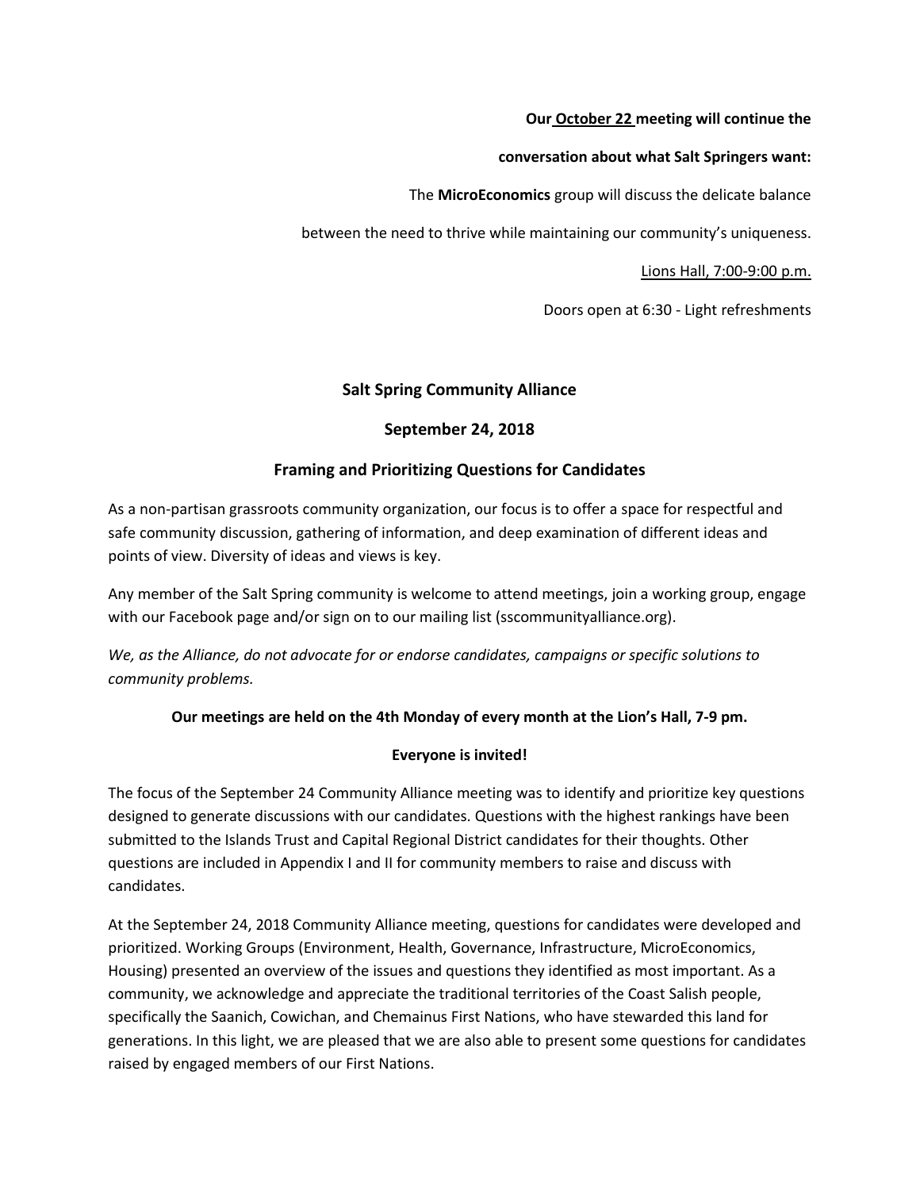**Our <u>October 22</u> meeting will continue the**

**conversation about what Salt Springers want:**

The **MicroEconomics** group will discuss the delicate balance

between the need to thrive while maintaining our community's uniqueness.

<u>Lions Hall, 7:00-9:00 p.m.</u>

Doors open at 6:30 - Light refreshments

## Salt Spring Community Alliance

## September 24, 2018

## Framing and Prioritizing Questions for Candidates

As a non-partisan grassroots community organization, our focus is to offer a space for respectful and safe community discussion, gathering of information, and deep examination of different ideas and points of view. Diversity of ideas and views is key.

Any member of the Salt Spring community is welcome to attend meetings, join a working group, engage with our Facebook page and/or sign on to our mailing list (sscommunityalliance.org).

*We, as the Alliance, do not advocate for or endorse candidates, campaigns or specific solutions to community problems.*

**Our meetings are held on the 4th Monday of every month at the Lion's Hall, 7-9 pm.**

**Everyone is invited!**

The focus of the September 24 Community Alliance meeting was to identify and prioritize key questions designed to generate discussions with our candidates. Questions with the highest rankings have been submitted to the Islands Trust and Capital Regional District candidates for their thoughts. Other questions are included in Appendix I and II for community members to raise and discuss with candidates.

At the September 24, 2018 Community Alliance meeting, questions for candidates were developed and prioritized. Working Groups (Environment, Health, Governance, Infrastructure, MicroEconomics, Housing) presented an overview of the issues and questions they identified as most important. As a community, we acknowledge and appreciate the traditional territories of the Coast Salish people, specifically the Saanich, Cowichan, and Chemainus First Nations, who have stewarded this land for generations. In this light, we are pleased that we are also able to present some questions for candidates raised by engaged members of our First Nations.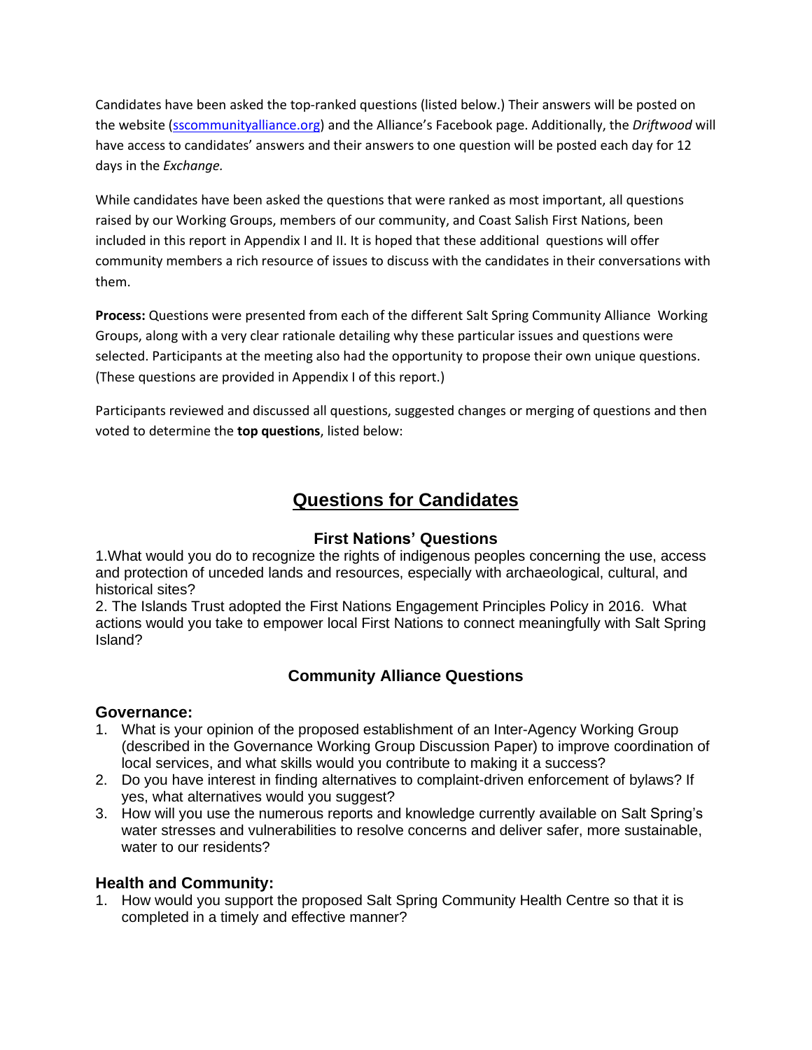Candidates have been asked the top-ranked questions (listed below.) Their answers will be posted on the website ([sscommunityalliance.org](sscommunityalliance.org)) and the Alliance's Facebook page. Additionally, the *Driftwood* will have access to candidates' answers and their answers to one question will be posted each day for 12 days in the *Exchange.*

While candidates have been asked the questions that were ranked as most important, all questions raised by our Working Groups, members of our community, and Coast Salish First Nations, been included in this report in Appendix I and II. It is hoped that these additional questions will offer community members a rich resource of issues to discuss with the candidates in their conversations with them.

**Process:** Questions were presented from each of the different Salt Spring Community Alliance Working Groups, along with a very clear rationale detailing why these particular issues and questions were selected. Participants at the meeting also had the opportunity to propose their own unique questions. (These questions are provided in Appendix I of this report.)

Participants reviewed and discussed all questions, suggested changes or merging of questions and then voted to determine the **top questions**, listed below:

# Questions for Candidates

## First Nations' Questions

1.What would you do to recognize the rights of indigenous peoples concerning the use, access and protection of unceded lands and resources, especially with archaeological, cultural, and historical sites?

2. The Islands Trust adopted the First Nations Engagement Principles Policy in 2016. What actions would you take to empower local First Nations to connect meaningfully with Salt Spring Island?

## Community Alliance Questions

### Governance:

1. What is your opinion of the proposed establishment of an Inter-Agency Working Group (described in the Governance Working Group Discussion Paper) to improve coordination of local services, and what skills would you contribute to making it a success?
2. Do you have interest in finding alternatives to complaint-driven enforcement of bylaws? If yes, what alternatives would you suggest?
3. How will you use the numerous reports and knowledge currently available on Salt Spring's water stresses and vulnerabilities to resolve concerns and deliver safer, more sustainable, water to our residents?

### Health and Community:

1. How would you support the proposed Salt Spring Community Health Centre so that it is completed in a timely and effective manner?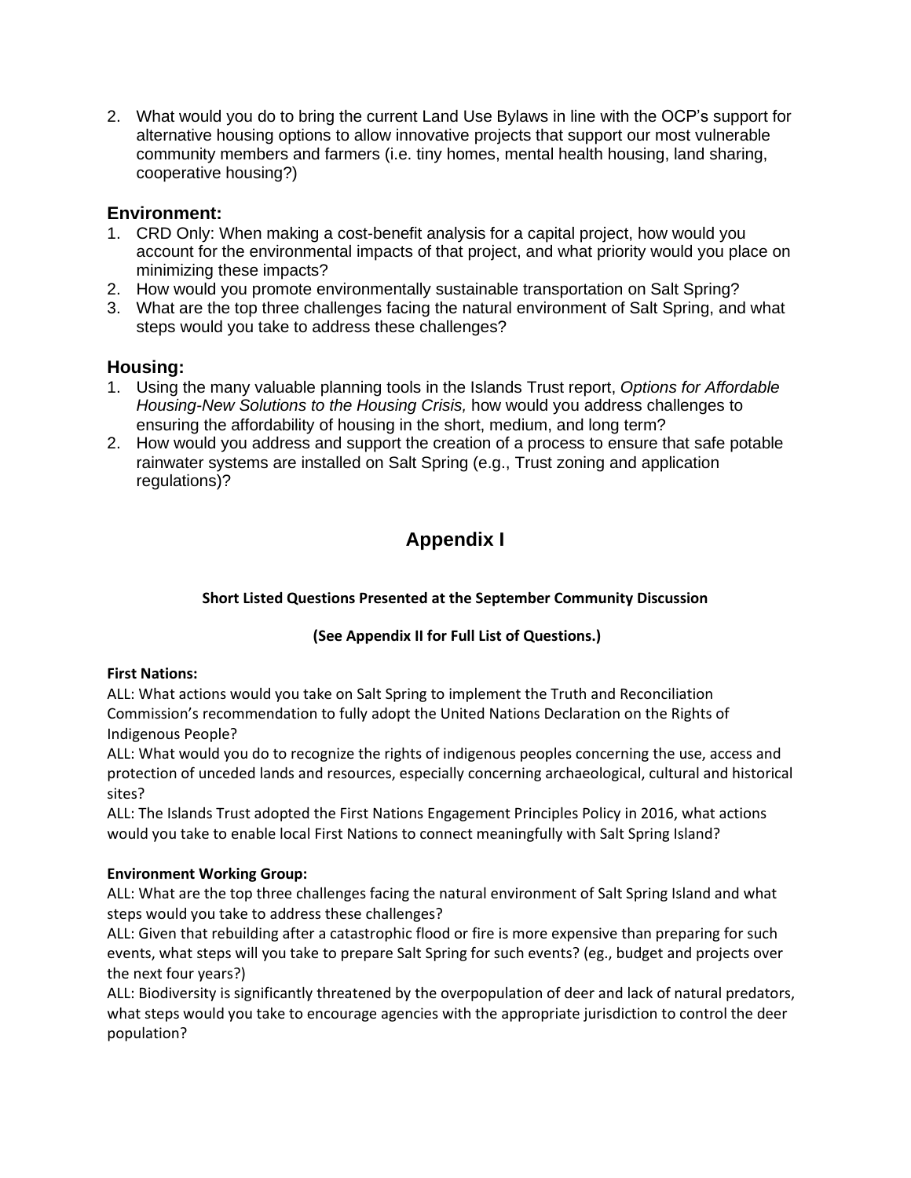2. What would you do to bring the current Land Use Bylaws in line with the OCP's support for alternative housing options to allow innovative projects that support our most vulnerable community members and farmers (i.e. tiny homes, mental health housing, land sharing, cooperative housing?)

## Environment:

1. CRD Only: When making a cost-benefit analysis for a capital project, how would you account for the environmental impacts of that project, and what priority would you place on minimizing these impacts?
2. How would you promote environmentally sustainable transportation on Salt Spring?
3. What are the top three challenges facing the natural environment of Salt Spring, and what steps would you take to address these challenges?

## Housing:

1. Using the many valuable planning tools in the Islands Trust report, *Options for Affordable Housing-New Solutions to the Housing Crisis,* how would you address challenges to ensuring the affordability of housing in the short, medium, and long term?
2. How would you address and support the creation of a process to ensure that safe potable rainwater systems are installed on Salt Spring (e.g., Trust zoning and application regulations)?

# Appendix I

**Short Listed Questions Presented at the September Community Discussion**

**(See Appendix II for Full List of Questions.)**

**First Nations:**

ALL: What actions would you take on Salt Spring to implement the Truth and Reconciliation Commission's recommendation to fully adopt the United Nations Declaration on the Rights of Indigenous People?

ALL: What would you do to recognize the rights of indigenous peoples concerning the use, access and protection of unceded lands and resources, especially concerning archaeological, cultural and historical sites?

ALL: The Islands Trust adopted the First Nations Engagement Principles Policy in 2016, what actions would you take to enable local First Nations to connect meaningfully with Salt Spring Island?

**Environment Working Group:**

ALL: What are the top three challenges facing the natural environment of Salt Spring Island and what steps would you take to address these challenges?

ALL: Given that rebuilding after a catastrophic flood or fire is more expensive than preparing for such events, what steps will you take to prepare Salt Spring for such events? (eg., budget and projects over the next four years?)

ALL: Biodiversity is significantly threatened by the overpopulation of deer and lack of natural predators, what steps would you take to encourage agencies with the appropriate jurisdiction to control the deer population?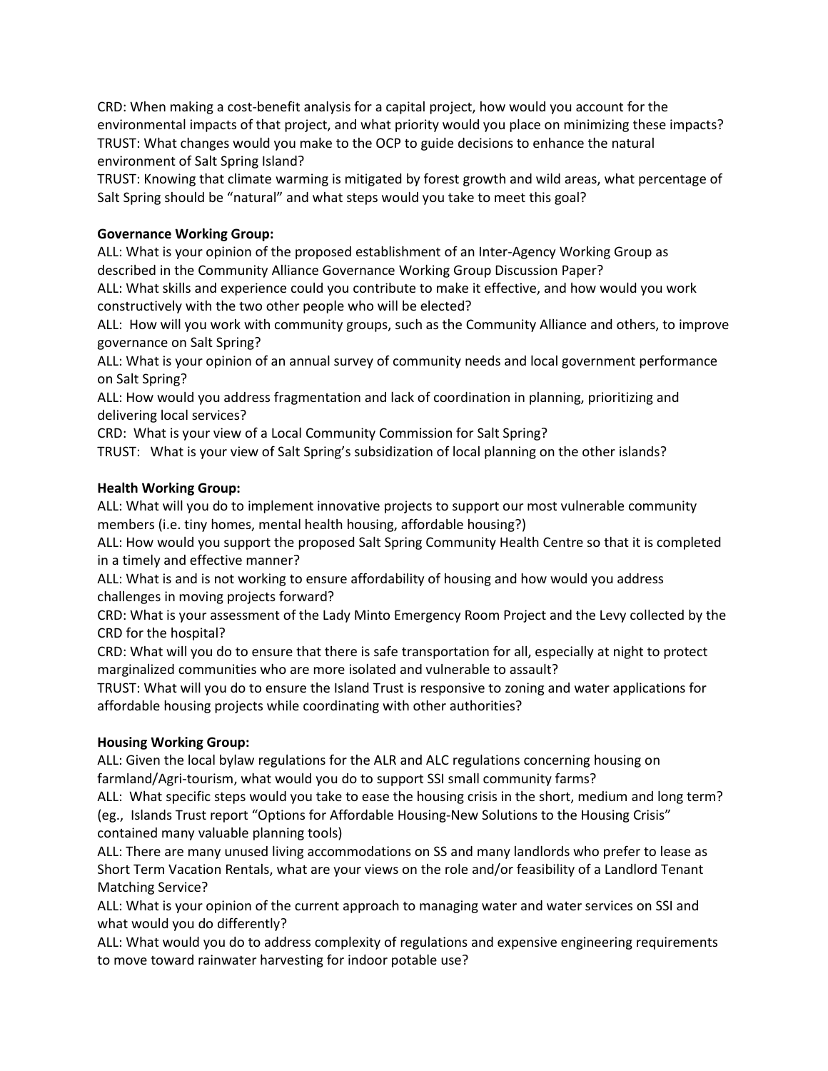CRD: When making a cost-benefit analysis for a capital project, how would you account for the environmental impacts of that project, and what priority would you place on minimizing these impacts?
TRUST: What changes would you make to the OCP to guide decisions to enhance the natural environment of Salt Spring Island?
TRUST: Knowing that climate warming is mitigated by forest growth and wild areas, what percentage of Salt Spring should be "natural" and what steps would you take to meet this goal?

**Governance Working Group:**
ALL: What is your opinion of the proposed establishment of an Inter-Agency Working Group as described in the Community Alliance Governance Working Group Discussion Paper?
ALL: What skills and experience could you contribute to make it effective, and how would you work constructively with the two other people who will be elected?
ALL: How will you work with community groups, such as the Community Alliance and others, to improve governance on Salt Spring?
ALL: What is your opinion of an annual survey of community needs and local government performance on Salt Spring?
ALL: How would you address fragmentation and lack of coordination in planning, prioritizing and delivering local services?
CRD: What is your view of a Local Community Commission for Salt Spring?
TRUST: What is your view of Salt Spring's subsidization of local planning on the other islands?

**Health Working Group:**
ALL: What will you do to implement innovative projects to support our most vulnerable community members (i.e. tiny homes, mental health housing, affordable housing?)
ALL: How would you support the proposed Salt Spring Community Health Centre so that it is completed in a timely and effective manner?
ALL: What is and is not working to ensure affordability of housing and how would you address challenges in moving projects forward?
CRD: What is your assessment of the Lady Minto Emergency Room Project and the Levy collected by the CRD for the hospital?
CRD: What will you do to ensure that there is safe transportation for all, especially at night to protect marginalized communities who are more isolated and vulnerable to assault?
TRUST: What will you do to ensure the Island Trust is responsive to zoning and water applications for affordable housing projects while coordinating with other authorities?

**Housing Working Group:**
ALL: Given the local bylaw regulations for the ALR and ALC regulations concerning housing on farmland/Agri-tourism, what would you do to support SSI small community farms?
ALL: What specific steps would you take to ease the housing crisis in the short, medium and long term? (eg., Islands Trust report "Options for Affordable Housing-New Solutions to the Housing Crisis" contained many valuable planning tools)
ALL: There are many unused living accommodations on SS and many landlords who prefer to lease as Short Term Vacation Rentals, what are your views on the role and/or feasibility of a Landlord Tenant Matching Service?
ALL: What is your opinion of the current approach to managing water and water services on SSI and what would you do differently?
ALL: What would you do to address complexity of regulations and expensive engineering requirements to move toward rainwater harvesting for indoor potable use?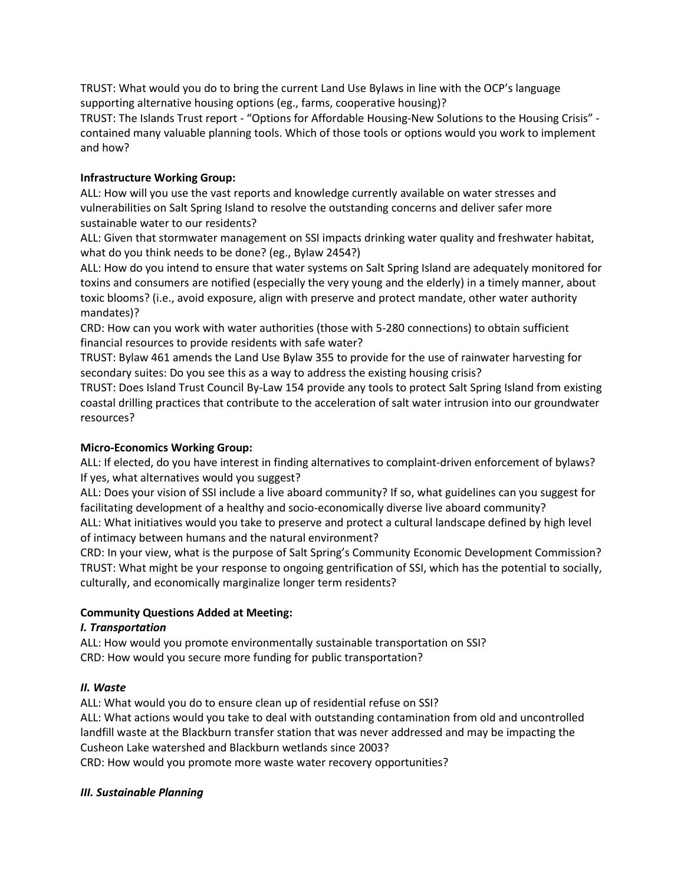TRUST: What would you do to bring the current Land Use Bylaws in line with the OCP's language supporting alternative housing options (eg., farms, cooperative housing)?
TRUST: The Islands Trust report - "Options for Affordable Housing-New Solutions to the Housing Crisis" - contained many valuable planning tools. Which of those tools or options would you work to implement and how?

**Infrastructure Working Group:**
ALL: How will you use the vast reports and knowledge currently available on water stresses and vulnerabilities on Salt Spring Island to resolve the outstanding concerns and deliver safer more sustainable water to our residents?
ALL: Given that stormwater management on SSI impacts drinking water quality and freshwater habitat, what do you think needs to be done? (eg., Bylaw 2454?)
ALL: How do you intend to ensure that water systems on Salt Spring Island are adequately monitored for toxins and consumers are notified (especially the very young and the elderly) in a timely manner, about toxic blooms? (i.e., avoid exposure, align with preserve and protect mandate, other water authority mandates)?
CRD: How can you work with water authorities (those with 5-280 connections) to obtain sufficient financial resources to provide residents with safe water?
TRUST: Bylaw 461 amends the Land Use Bylaw 355 to provide for the use of rainwater harvesting for secondary suites: Do you see this as a way to address the existing housing crisis?
TRUST: Does Island Trust Council By-Law 154 provide any tools to protect Salt Spring Island from existing coastal drilling practices that contribute to the acceleration of salt water intrusion into our groundwater resources?

**Micro-Economics Working Group:**
ALL: If elected, do you have interest in finding alternatives to complaint-driven enforcement of bylaws? If yes, what alternatives would you suggest?
ALL: Does your vision of SSI include a live aboard community? If so, what guidelines can you suggest for facilitating development of a healthy and socio-economically diverse live aboard community?
ALL: What initiatives would you take to preserve and protect a cultural landscape defined by high level of intimacy between humans and the natural environment?
CRD: In your view, what is the purpose of Salt Spring's Community Economic Development Commission?
TRUST: What might be your response to ongoing gentrification of SSI, which has the potential to socially, culturally, and economically marginalize longer term residents?

**Community Questions Added at Meeting:**

***I. Transportation***

ALL: How would you promote environmentally sustainable transportation on SSI?
CRD: How would you secure more funding for public transportation?

***II. Waste***

ALL: What would you do to ensure clean up of residential refuse on SSI?
ALL: What actions would you take to deal with outstanding contamination from old and uncontrolled landfill waste at the Blackburn transfer station that was never addressed and may be impacting the Cusheon Lake watershed and Blackburn wetlands since 2003?
CRD: How would you promote more waste water recovery opportunities?

***III. Sustainable Planning***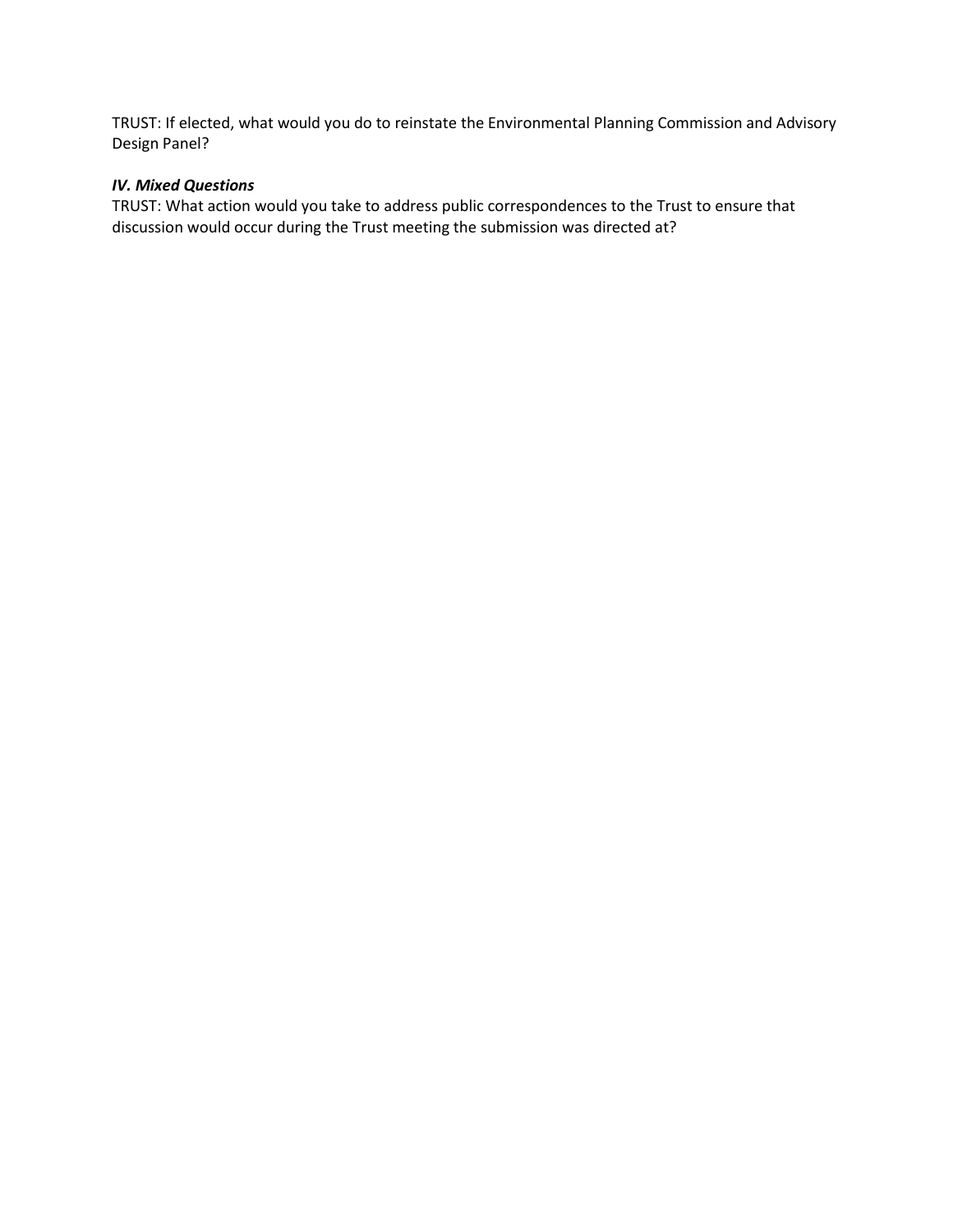TRUST: If elected, what would you do to reinstate the Environmental Planning Commission and Advisory Design Panel?

### *IV. Mixed Questions*

TRUST: What action would you take to address public correspondences to the Trust to ensure that discussion would occur during the Trust meeting the submission was directed at?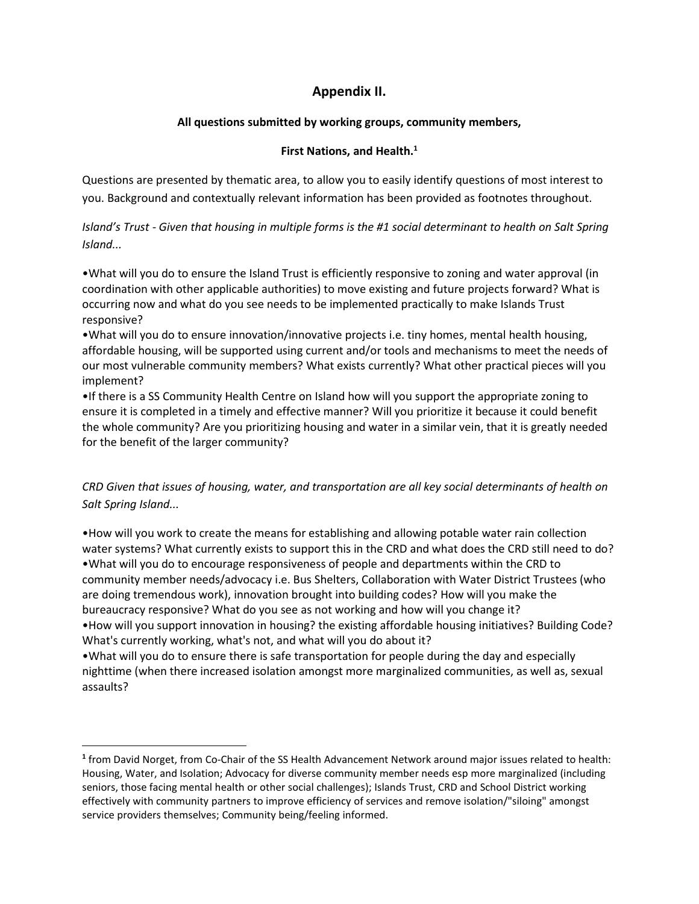## Appendix II.

### All questions submitted by working groups, community members, First Nations, and Health.[1]

Questions are presented by thematic area, to allow you to easily identify questions of most interest to you. Background and contextually relevant information has been provided as footnotes throughout.

*Island's Trust - Given that housing in multiple forms is the #1 social determinant to health on Salt Spring Island...*

- What will you do to ensure the Island Trust is efficiently responsive to zoning and water approval (in coordination with other applicable authorities) to move existing and future projects forward? What is occurring now and what do you see needs to be implemented practically to make Islands Trust responsive?
- What will you do to ensure innovation/innovative projects i.e. tiny homes, mental health housing, affordable housing, will be supported using current and/or tools and mechanisms to meet the needs of our most vulnerable community members? What exists currently? What other practical pieces will you implement?
- If there is a SS Community Health Centre on Island how will you support the appropriate zoning to ensure it is completed in a timely and effective manner? Will you prioritize it because it could benefit the whole community? Are you prioritizing housing and water in a similar vein, that it is greatly needed for the benefit of the larger community?

*CRD Given that issues of housing, water, and transportation are all key social determinants of health on Salt Spring Island...*

- How will you work to create the means for establishing and allowing potable water rain collection water systems? What currently exists to support this in the CRD and what does the CRD still need to do?
- What will you do to encourage responsiveness of people and departments within the CRD to community member needs/advocacy i.e. Bus Shelters, Collaboration with Water District Trustees (who are doing tremendous work), innovation brought into building codes? How will you make the bureaucracy responsive? What do you see as not working and how will you change it?
- How will you support innovation in housing? the existing affordable housing initiatives? Building Code? What's currently working, what's not, and what will you do about it?
- What will you do to ensure there is safe transportation for people during the day and especially nighttime (when there increased isolation amongst more marginalized communities, as well as, sexual assaults?

---

[1] from David Norget, from Co-Chair of the SS Health Advancement Network around major issues related to health: Housing, Water, and Isolation; Advocacy for diverse community member needs esp more marginalized (including seniors, those facing mental health or other social challenges); Islands Trust, CRD and School District working effectively with community partners to improve efficiency of services and remove isolation/"siloing" amongst service providers themselves; Community being/feeling informed.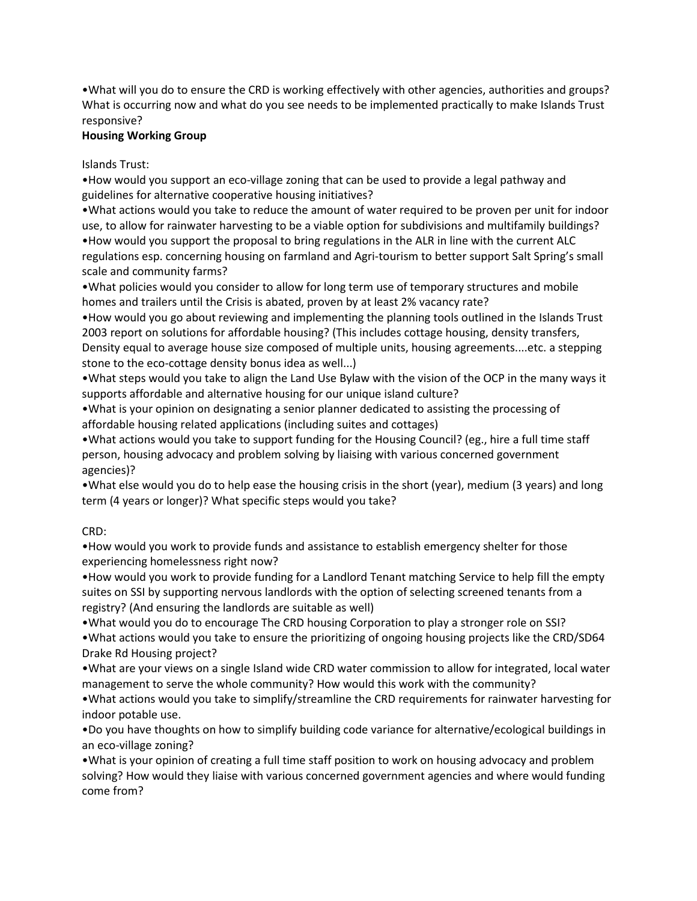•What will you do to ensure the CRD is working effectively with other agencies, authorities and groups? What is occurring now and what do you see needs to be implemented practically to make Islands Trust responsive?

**Housing Working Group**

Islands Trust:

•How would you support an eco-village zoning that can be used to provide a legal pathway and guidelines for alternative cooperative housing initiatives?

•What actions would you take to reduce the amount of water required to be proven per unit for indoor use, to allow for rainwater harvesting to be a viable option for subdivisions and multifamily buildings?

•How would you support the proposal to bring regulations in the ALR in line with the current ALC regulations esp. concerning housing on farmland and Agri-tourism to better support Salt Spring's small scale and community farms?

•What policies would you consider to allow for long term use of temporary structures and mobile homes and trailers until the Crisis is abated, proven by at least 2% vacancy rate?

•How would you go about reviewing and implementing the planning tools outlined in the Islands Trust 2003 report on solutions for affordable housing? (This includes cottage housing, density transfers, Density equal to average house size composed of multiple units, housing agreements....etc. a stepping stone to the eco-cottage density bonus idea as well...)

•What steps would you take to align the Land Use Bylaw with the vision of the OCP in the many ways it supports affordable and alternative housing for our unique island culture?

•What is your opinion on designating a senior planner dedicated to assisting the processing of affordable housing related applications (including suites and cottages)

•What actions would you take to support funding for the Housing Council? (eg., hire a full time staff person, housing advocacy and problem solving by liaising with various concerned government agencies)?

•What else would you do to help ease the housing crisis in the short (year), medium (3 years) and long term (4 years or longer)? What specific steps would you take?

CRD:

•How would you work to provide funds and assistance to establish emergency shelter for those experiencing homelessness right now?

•How would you work to provide funding for a Landlord Tenant matching Service to help fill the empty suites on SSI by supporting nervous landlords with the option of selecting screened tenants from a registry? (And ensuring the landlords are suitable as well)

•What would you do to encourage The CRD housing Corporation to play a stronger role on SSI?

•What actions would you take to ensure the prioritizing of ongoing housing projects like the CRD/SD64 Drake Rd Housing project?

•What are your views on a single Island wide CRD water commission to allow for integrated, local water management to serve the whole community? How would this work with the community?

•What actions would you take to simplify/streamline the CRD requirements for rainwater harvesting for indoor potable use.

•Do you have thoughts on how to simplify building code variance for alternative/ecological buildings in an eco-village zoning?

•What is your opinion of creating a full time staff position to work on housing advocacy and problem solving? How would they liaise with various concerned government agencies and where would funding come from?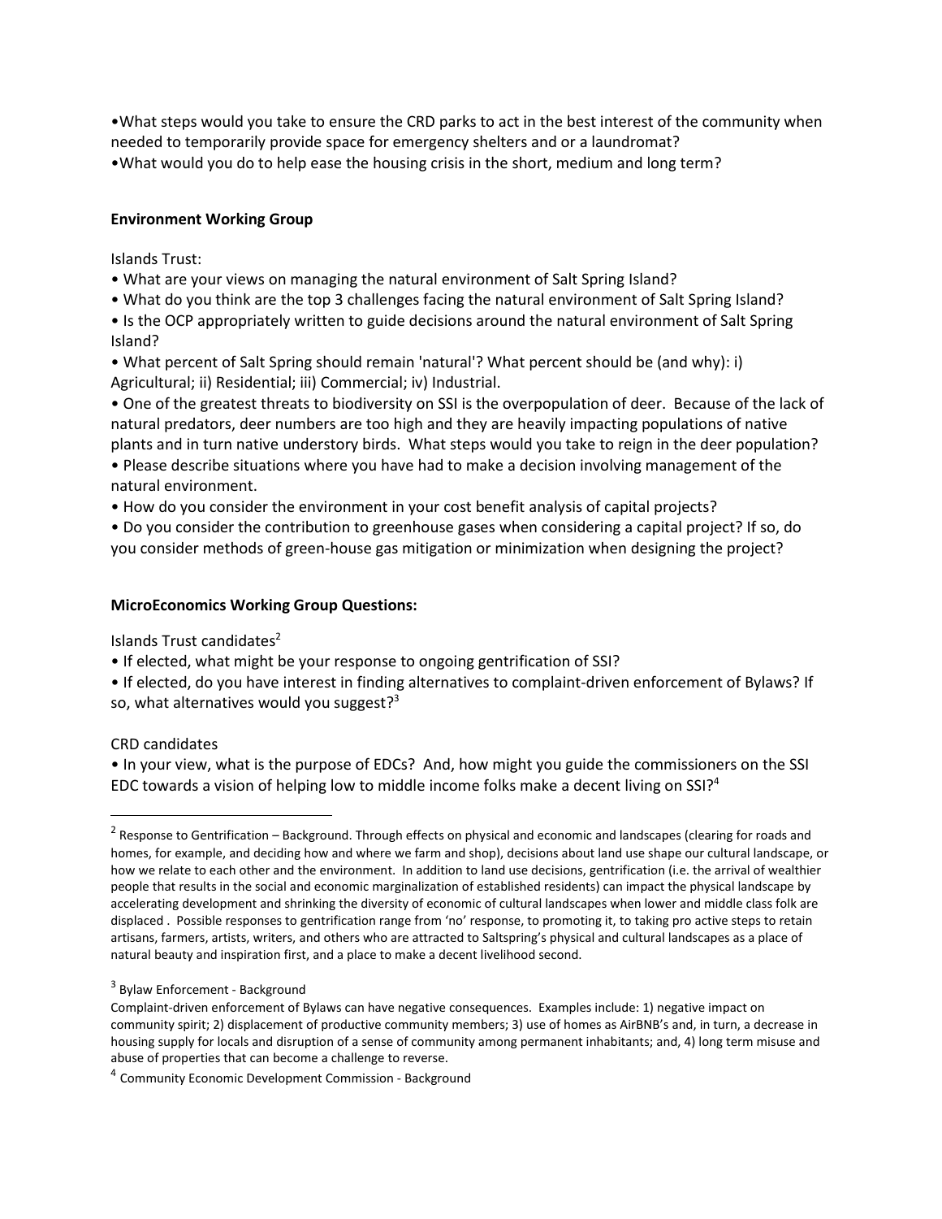•What steps would you take to ensure the CRD parks to act in the best interest of the community when needed to temporarily provide space for emergency shelters and or a laundromat?
•What would you do to help ease the housing crisis in the short, medium and long term?

**Environment Working Group**

Islands Trust:

- What are your views on managing the natural environment of Salt Spring Island?
- What do you think are the top 3 challenges facing the natural environment of Salt Spring Island?
- Is the OCP appropriately written to guide decisions around the natural environment of Salt Spring Island?
- What percent of Salt Spring should remain 'natural'? What percent should be (and why): i) Agricultural; ii) Residential; iii) Commercial; iv) Industrial.
- One of the greatest threats to biodiversity on SSI is the overpopulation of deer. Because of the lack of natural predators, deer numbers are too high and they are heavily impacting populations of native plants and in turn native understory birds. What steps would you take to reign in the deer population?
- Please describe situations where you have had to make a decision involving management of the natural environment.
- How do you consider the environment in your cost benefit analysis of capital projects?
- Do you consider the contribution to greenhouse gases when considering a capital project? If so, do you consider methods of green-house gas mitigation or minimization when designing the project?

**MicroEconomics Working Group Questions:**

Islands Trust candidates[2]

- If elected, what might be your response to ongoing gentrification of SSI?
- If elected, do you have interest in finding alternatives to complaint-driven enforcement of Bylaws? If so, what alternatives would you suggest?[3]

CRD candidates

- In your view, what is the purpose of EDCs? And, how might you guide the commissioners on the SSI EDC towards a vision of helping low to middle income folks make a decent living on SSI?[4]

---

[2] Response to Gentrification – Background. Through effects on physical and economic and landscapes (clearing for roads and homes, for example, and deciding how and where we farm and shop), decisions about land use shape our cultural landscape, or how we relate to each other and the environment. In addition to land use decisions, gentrification (i.e. the arrival of wealthier people that results in the social and economic marginalization of established residents) can impact the physical landscape by accelerating development and shrinking the diversity of economic of cultural landscapes when lower and middle class folk are displaced . Possible responses to gentrification range from 'no' response, to promoting it, to taking pro active steps to retain artisans, farmers, artists, writers, and others who are attracted to Saltspring's physical and cultural landscapes as a place of natural beauty and inspiration first, and a place to make a decent livelihood second.

[3] Bylaw Enforcement - Background
Complaint-driven enforcement of Bylaws can have negative consequences. Examples include: 1) negative impact on community spirit; 2) displacement of productive community members; 3) use of homes as AirBNB's and, in turn, a decrease in housing supply for locals and disruption of a sense of community among permanent inhabitants; and, 4) long term misuse and abuse of properties that can become a challenge to reverse.

[4] Community Economic Development Commission - Background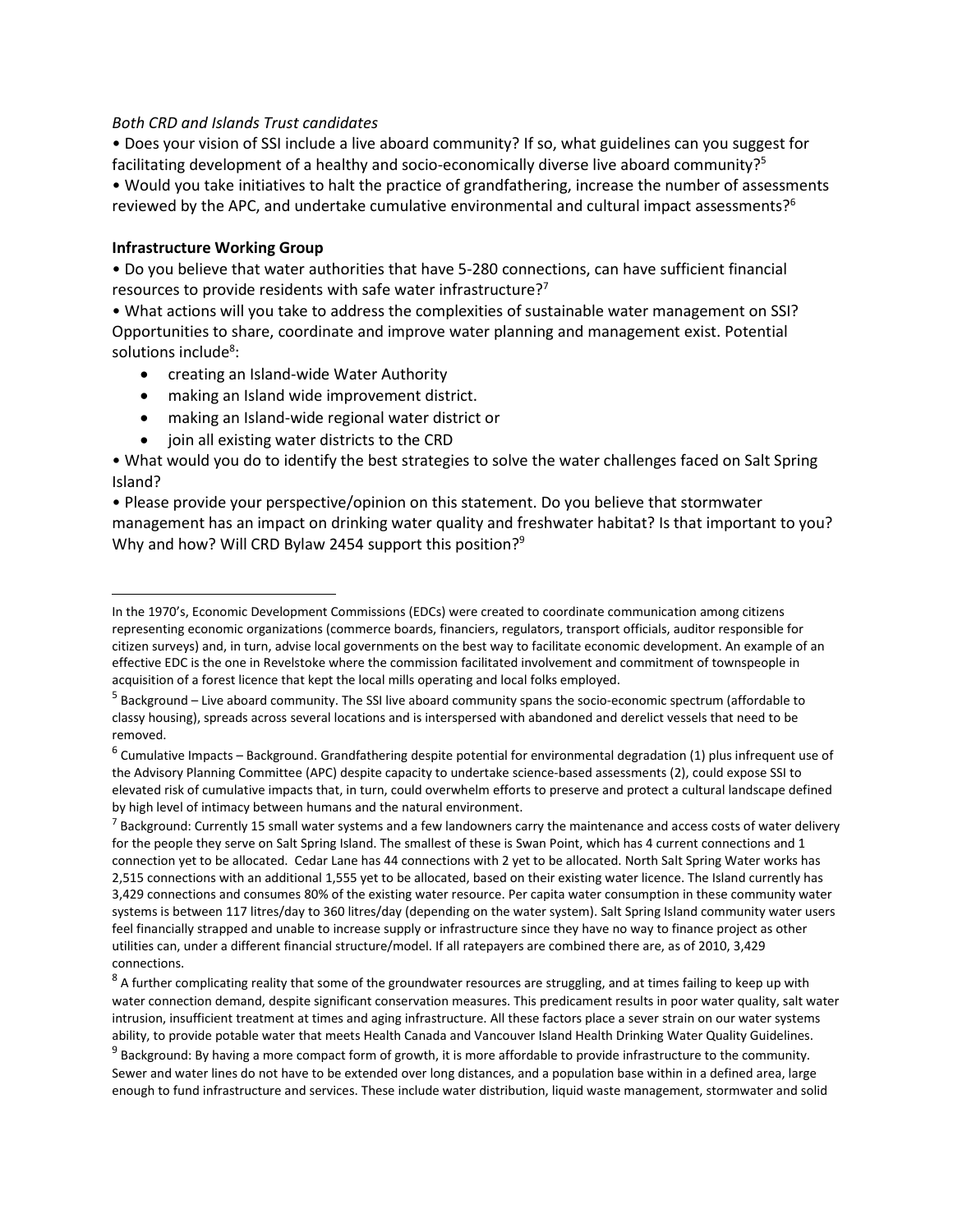*Both CRD and Islands Trust candidates*

• Does your vision of SSI include a live aboard community? If so, what guidelines can you suggest for facilitating development of a healthy and socio-economically diverse live aboard community?[5]

• Would you take initiatives to halt the practice of grandfathering, increase the number of assessments reviewed by the APC, and undertake cumulative environmental and cultural impact assessments?[6]

**Infrastructure Working Group**

• Do you believe that water authorities that have 5-280 connections, can have sufficient financial resources to provide residents with safe water infrastructure?[7]

• What actions will you take to address the complexities of sustainable water management on SSI? Opportunities to share, coordinate and improve water planning and management exist. Potential solutions include[8]:

- creating an Island-wide Water Authority
- making an Island wide improvement district.
- making an Island-wide regional water district or
- join all existing water districts to the CRD

• What would you do to identify the best strategies to solve the water challenges faced on Salt Spring Island?

• Please provide your perspective/opinion on this statement. Do you believe that stormwater management has an impact on drinking water quality and freshwater habitat? Is that important to you? Why and how? Will CRD Bylaw 2454 support this position?[9]

---

In the 1970's, Economic Development Commissions (EDCs) were created to coordinate communication among citizens representing economic organizations (commerce boards, financiers, regulators, transport officials, auditor responsible for citizen surveys) and, in turn, advise local governments on the best way to facilitate economic development. An example of an effective EDC is the one in Revelstoke where the commission facilitated involvement and commitment of townspeople in acquisition of a forest licence that kept the local mills operating and local folks employed.

[5] Background – Live aboard community. The SSI live aboard community spans the socio-economic spectrum (affordable to classy housing), spreads across several locations and is interspersed with abandoned and derelict vessels that need to be removed.

[6] Cumulative Impacts – Background. Grandfathering despite potential for environmental degradation (1) plus infrequent use of the Advisory Planning Committee (APC) despite capacity to undertake science-based assessments (2), could expose SSI to elevated risk of cumulative impacts that, in turn, could overwhelm efforts to preserve and protect a cultural landscape defined by high level of intimacy between humans and the natural environment.

[7] Background: Currently 15 small water systems and a few landowners carry the maintenance and access costs of water delivery for the people they serve on Salt Spring Island. The smallest of these is Swan Point, which has 4 current connections and 1 connection yet to be allocated. Cedar Lane has 44 connections with 2 yet to be allocated. North Salt Spring Water works has 2,515 connections with an additional 1,555 yet to be allocated, based on their existing water licence. The Island currently has 3,429 connections and consumes 80% of the existing water resource. Per capita water consumption in these community water systems is between 117 litres/day to 360 litres/day (depending on the water system). Salt Spring Island community water users feel financially strapped and unable to increase supply or infrastructure since they have no way to finance project as other utilities can, under a different financial structure/model. If all ratepayers are combined there are, as of 2010, 3,429 connections.

[8] A further complicating reality that some of the groundwater resources are struggling, and at times failing to keep up with water connection demand, despite significant conservation measures. This predicament results in poor water quality, salt water intrusion, insufficient treatment at times and aging infrastructure. All these factors place a sever strain on our water systems ability, to provide potable water that meets Health Canada and Vancouver Island Health Drinking Water Quality Guidelines.

[9] Background: By having a more compact form of growth, it is more affordable to provide infrastructure to the community. Sewer and water lines do not have to be extended over long distances, and a population base within in a defined area, large enough to fund infrastructure and services. These include water distribution, liquid waste management, stormwater and solid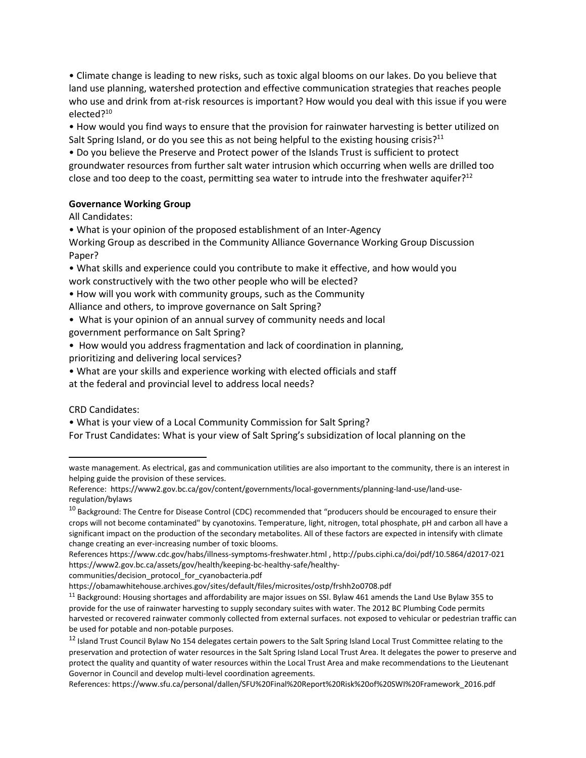• Climate change is leading to new risks, such as toxic algal blooms on our lakes. Do you believe that land use planning, watershed protection and effective communication strategies that reaches people who use and drink from at-risk resources is important? How would you deal with this issue if you were elected?[10]

• How would you find ways to ensure that the provision for rainwater harvesting is better utilized on Salt Spring Island, or do you see this as not being helpful to the existing housing crisis?[11]

• Do you believe the Preserve and Protect power of the Islands Trust is sufficient to protect groundwater resources from further salt water intrusion which occurring when wells are drilled too close and too deep to the coast, permitting sea water to intrude into the freshwater aquifer?[12]

**Governance Working Group**

All Candidates:

• What is your opinion of the proposed establishment of an Inter-Agency Working Group as described in the Community Alliance Governance Working Group Discussion Paper?

• What skills and experience could you contribute to make it effective, and how would you work constructively with the two other people who will be elected?

• How will you work with community groups, such as the Community Alliance and others, to improve governance on Salt Spring?

• What is your opinion of an annual survey of community needs and local government performance on Salt Spring?

• How would you address fragmentation and lack of coordination in planning, prioritizing and delivering local services?

• What are your skills and experience working with elected officials and staff at the federal and provincial level to address local needs?

CRD Candidates:

• What is your view of a Local Community Commission for Salt Spring?

For Trust Candidates: What is your view of Salt Spring's subsidization of local planning on the

---

waste management. As electrical, gas and communication utilities are also important to the community, there is an interest in helping guide the provision of these services.

Reference: https://www2.gov.bc.ca/gov/content/governments/local-governments/planning-land-use/land-use-regulation/bylaws

[10] Background: The Centre for Disease Control (CDC) recommended that "producers should be encouraged to ensure their crops will not become contaminated" by cyanotoxins. Temperature, light, nitrogen, total phosphate, pH and carbon all have a significant impact on the production of the secondary metabolites. All of these factors are expected in intensify with climate change creating an ever-increasing number of toxic blooms.

References https://www.cdc.gov/habs/illness-symptoms-freshwater.html , http://pubs.ciphi.ca/doi/pdf/10.5864/d2017-021 https://www2.gov.bc.ca/assets/gov/health/keeping-bc-healthy-safe/healthy-communities/decision_protocol_for_cyanobacteria.pdf

https://obamawhitehouse.archives.gov/sites/default/files/microsites/ostp/frshh2o0708.pdf

[11] Background: Housing shortages and affordability are major issues on SSI. Bylaw 461 amends the Land Use Bylaw 355 to provide for the use of rainwater harvesting to supply secondary suites with water. The 2012 BC Plumbing Code permits harvested or recovered rainwater commonly collected from external surfaces. not exposed to vehicular or pedestrian traffic can be used for potable and non-potable purposes.

[12] Island Trust Council Bylaw No 154 delegates certain powers to the Salt Spring Island Local Trust Committee relating to the preservation and protection of water resources in the Salt Spring Island Local Trust Area. It delegates the power to preserve and protect the quality and quantity of water resources within the Local Trust Area and make recommendations to the Lieutenant Governor in Council and develop multi-level coordination agreements.

References: https://www.sfu.ca/personal/dallen/SFU%20Final%20Report%20Risk%20of%20SWI%20Framework_2016.pdf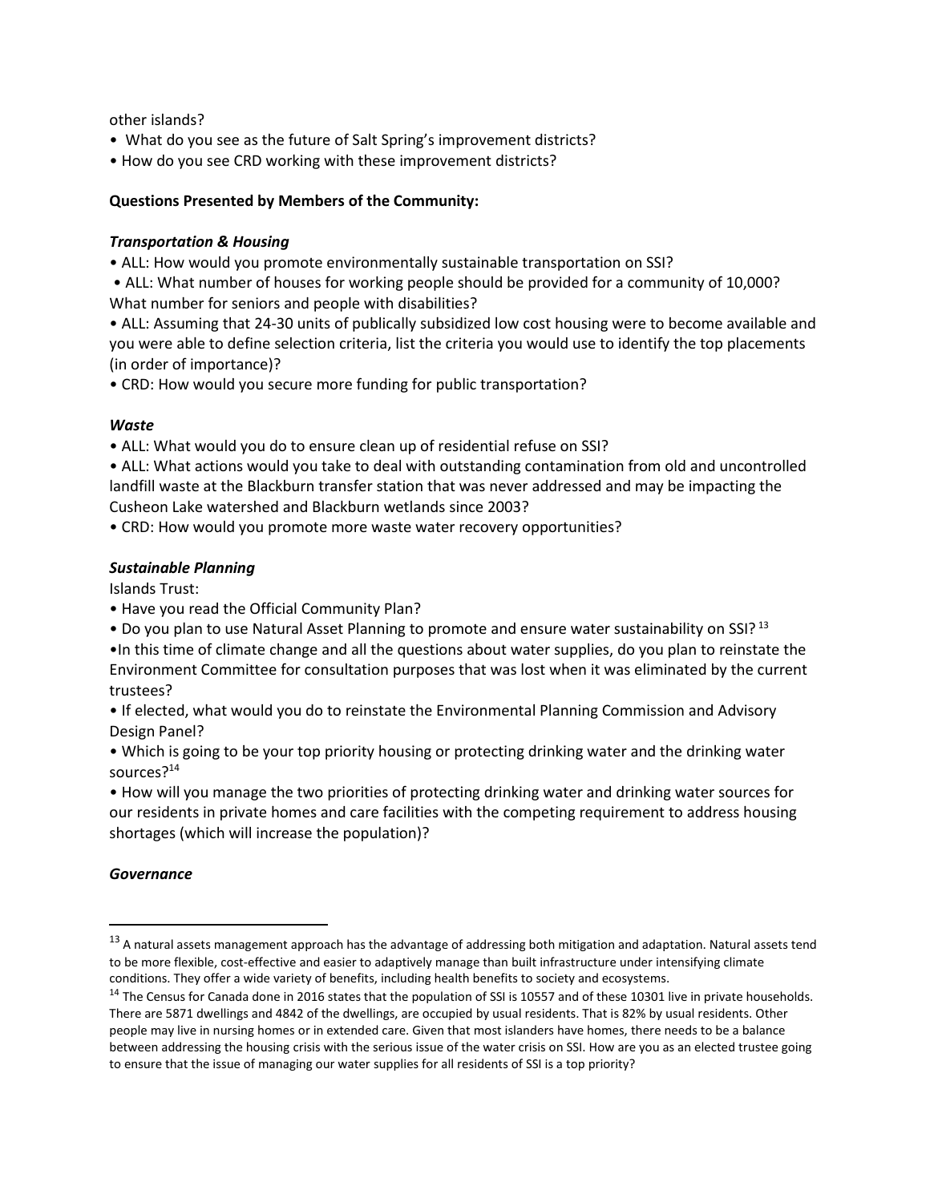other islands?

- What do you see as the future of Salt Spring's improvement districts?
- How do you see CRD working with these improvement districts?

**Questions Presented by Members of the Community:**

***Transportation & Housing***

- ALL: How would you promote environmentally sustainable transportation on SSI?
- ALL: What number of houses for working people should be provided for a community of 10,000? What number for seniors and people with disabilities?
- ALL: Assuming that 24-30 units of publically subsidized low cost housing were to become available and you were able to define selection criteria, list the criteria you would use to identify the top placements (in order of importance)?
- CRD: How would you secure more funding for public transportation?

***Waste***

- ALL: What would you do to ensure clean up of residential refuse on SSI?
- ALL: What actions would you take to deal with outstanding contamination from old and uncontrolled landfill waste at the Blackburn transfer station that was never addressed and may be impacting the Cusheon Lake watershed and Blackburn wetlands since 2003?
- CRD: How would you promote more waste water recovery opportunities?

***Sustainable Planning***

Islands Trust:

- Have you read the Official Community Plan?
- Do you plan to use Natural Asset Planning to promote and ensure water sustainability on SSI? [13]
- In this time of climate change and all the questions about water supplies, do you plan to reinstate the Environment Committee for consultation purposes that was lost when it was eliminated by the current trustees?
- If elected, what would you do to reinstate the Environmental Planning Commission and Advisory Design Panel?
- Which is going to be your top priority housing or protecting drinking water and the drinking water sources?[14]
- How will you manage the two priorities of protecting drinking water and drinking water sources for our residents in private homes and care facilities with the competing requirement to address housing shortages (which will increase the population)?

***Governance***

---

[13] A natural assets management approach has the advantage of addressing both mitigation and adaptation. Natural assets tend to be more flexible, cost-effective and easier to adaptively manage than built infrastructure under intensifying climate conditions. They offer a wide variety of benefits, including health benefits to society and ecosystems.

[14] The Census for Canada done in 2016 states that the population of SSI is 10557 and of these 10301 live in private households. There are 5871 dwellings and 4842 of the dwellings, are occupied by usual residents. That is 82% by usual residents. Other people may live in nursing homes or in extended care. Given that most islanders have homes, there needs to be a balance between addressing the housing crisis with the serious issue of the water crisis on SSI. How are you as an elected trustee going to ensure that the issue of managing our water supplies for all residents of SSI is a top priority?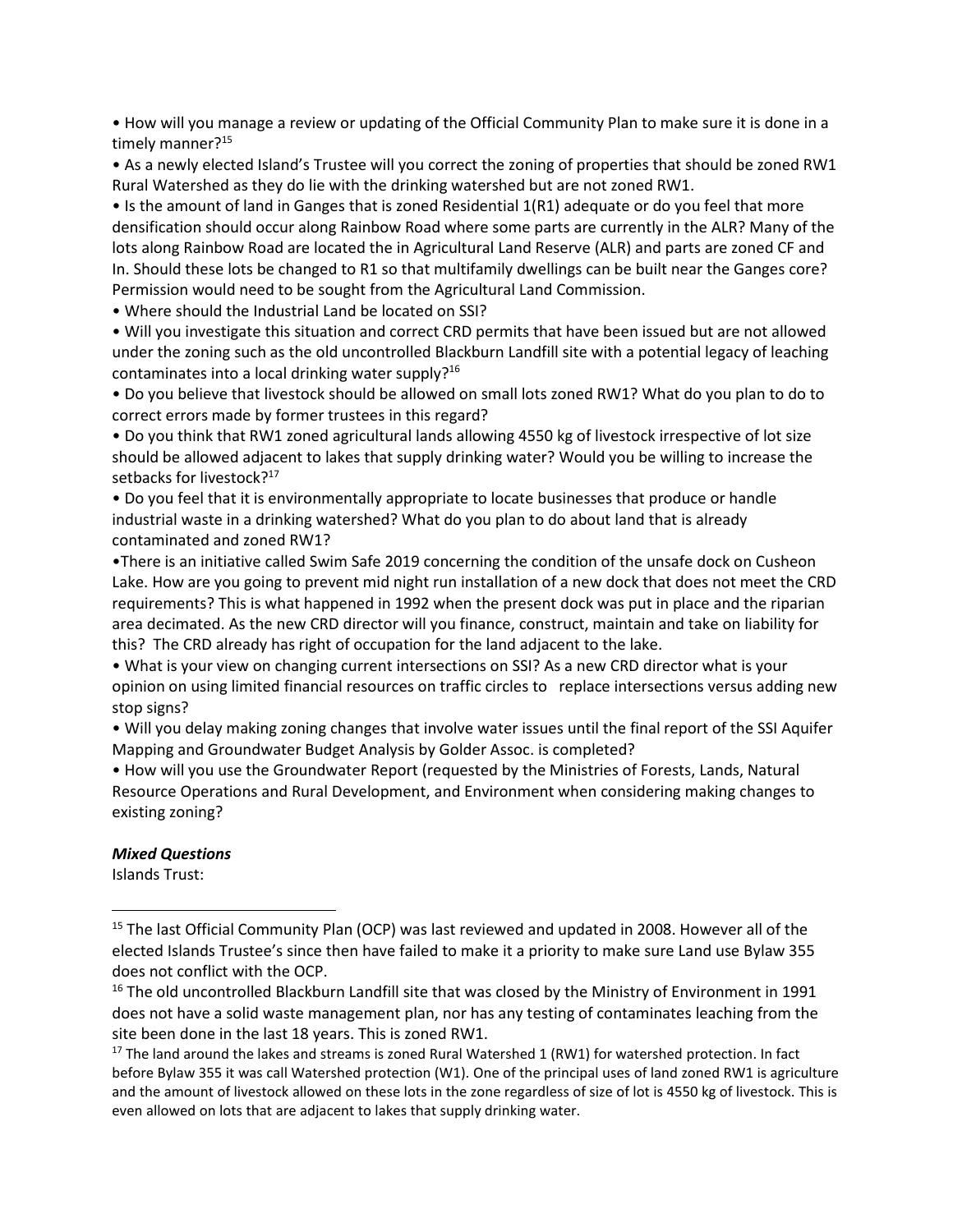- How will you manage a review or updating of the Official Community Plan to make sure it is done in a timely manner?[15]
- As a newly elected Island's Trustee will you correct the zoning of properties that should be zoned RW1 Rural Watershed as they do lie with the drinking watershed but are not zoned RW1.
- Is the amount of land in Ganges that is zoned Residential 1(R1) adequate or do you feel that more densification should occur along Rainbow Road where some parts are currently in the ALR? Many of the lots along Rainbow Road are located the in Agricultural Land Reserve (ALR) and parts are zoned CF and In. Should these lots be changed to R1 so that multifamily dwellings can be built near the Ganges core? Permission would need to be sought from the Agricultural Land Commission.
- Where should the Industrial Land be located on SSI?
- Will you investigate this situation and correct CRD permits that have been issued but are not allowed under the zoning such as the old uncontrolled Blackburn Landfill site with a potential legacy of leaching contaminates into a local drinking water supply?[16]
- Do you believe that livestock should be allowed on small lots zoned RW1? What do you plan to do to correct errors made by former trustees in this regard?
- Do you think that RW1 zoned agricultural lands allowing 4550 kg of livestock irrespective of lot size should be allowed adjacent to lakes that supply drinking water? Would you be willing to increase the setbacks for livestock?[17]
- Do you feel that it is environmentally appropriate to locate businesses that produce or handle industrial waste in a drinking watershed? What do you plan to do about land that is already contaminated and zoned RW1?
- There is an initiative called Swim Safe 2019 concerning the condition of the unsafe dock on Cusheon Lake. How are you going to prevent mid night run installation of a new dock that does not meet the CRD requirements? This is what happened in 1992 when the present dock was put in place and the riparian area decimated. As the new CRD director will you finance, construct, maintain and take on liability for this? The CRD already has right of occupation for the land adjacent to the lake.
- What is your view on changing current intersections on SSI? As a new CRD director what is your opinion on using limited financial resources on traffic circles to replace intersections versus adding new stop signs?
- Will you delay making zoning changes that involve water issues until the final report of the SSI Aquifer Mapping and Groundwater Budget Analysis by Golder Assoc. is completed?
- How will you use the Groundwater Report (requested by the Ministries of Forests, Lands, Natural Resource Operations and Rural Development, and Environment when considering making changes to existing zoning?

***Mixed Questions***

Islands Trust:

---

[15] The last Official Community Plan (OCP) was last reviewed and updated in 2008. However all of the elected Islands Trustee's since then have failed to make it a priority to make sure Land use Bylaw 355 does not conflict with the OCP.

[16] The old uncontrolled Blackburn Landfill site that was closed by the Ministry of Environment in 1991 does not have a solid waste management plan, nor has any testing of contaminates leaching from the site been done in the last 18 years. This is zoned RW1.

[17] The land around the lakes and streams is zoned Rural Watershed 1 (RW1) for watershed protection. In fact before Bylaw 355 it was call Watershed protection (W1). One of the principal uses of land zoned RW1 is agriculture and the amount of livestock allowed on these lots in the zone regardless of size of lot is 4550 kg of livestock. This is even allowed on lots that are adjacent to lakes that supply drinking water.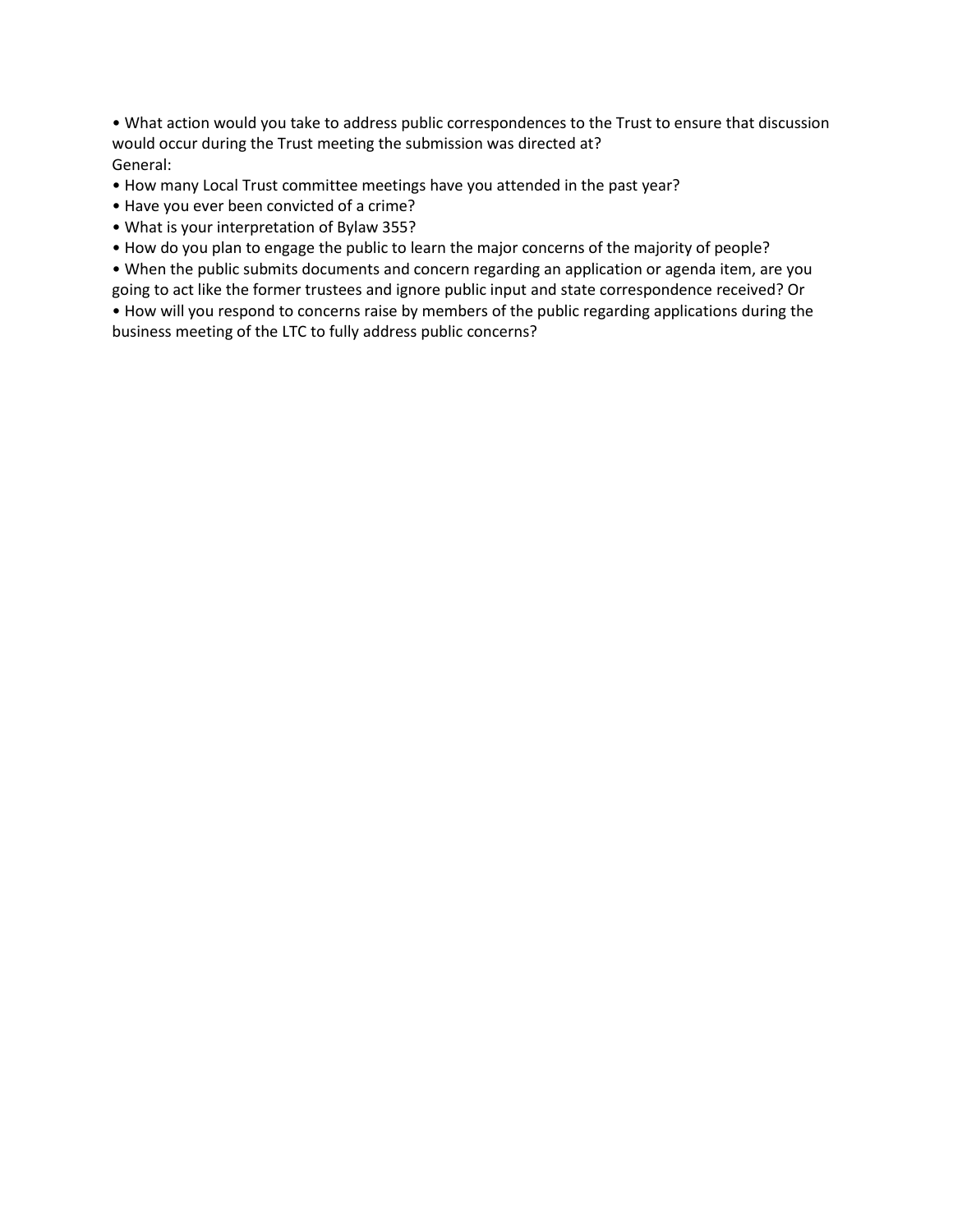- What action would you take to address public correspondences to the Trust to ensure that discussion would occur during the Trust meeting the submission was directed at?

General:

- How many Local Trust committee meetings have you attended in the past year?
- Have you ever been convicted of a crime?
- What is your interpretation of Bylaw 355?
- How do you plan to engage the public to learn the major concerns of the majority of people?
- When the public submits documents and concern regarding an application or agenda item, are you going to act like the former trustees and ignore public input and state correspondence received? Or
- How will you respond to concerns raise by members of the public regarding applications during the business meeting of the LTC to fully address public concerns?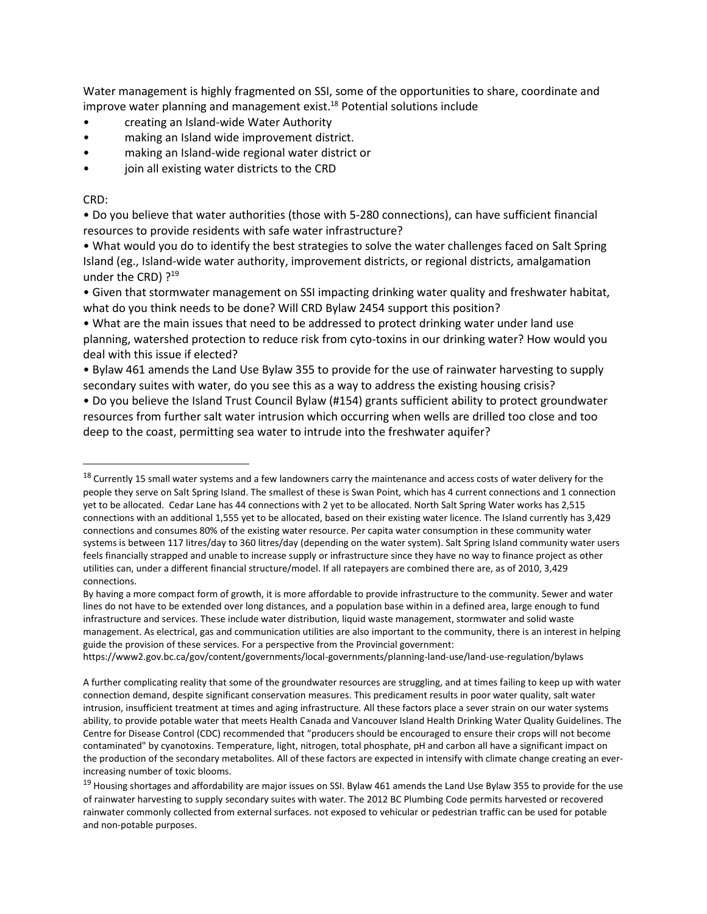Water management is highly fragmented on SSI, some of the opportunities to share, coordinate and improve water planning and management exist.[18] Potential solutions include

- creating an Island-wide Water Authority
- making an Island wide improvement district.
- making an Island-wide regional water district or
- join all existing water districts to the CRD

CRD:

- Do you believe that water authorities (those with 5-280 connections), can have sufficient financial resources to provide residents with safe water infrastructure?
- What would you do to identify the best strategies to solve the water challenges faced on Salt Spring Island (eg., Island-wide water authority, improvement districts, or regional districts, amalgamation under the CRD) ?[19]
- Given that stormwater management on SSI impacting drinking water quality and freshwater habitat, what do you think needs to be done? Will CRD Bylaw 2454 support this position?
- What are the main issues that need to be addressed to protect drinking water under land use planning, watershed protection to reduce risk from cyto-toxins in our drinking water? How would you deal with this issue if elected?
- Bylaw 461 amends the Land Use Bylaw 355 to provide for the use of rainwater harvesting to supply secondary suites with water, do you see this as a way to address the existing housing crisis?
- Do you believe the Island Trust Council Bylaw (#154) grants sufficient ability to protect groundwater resources from further salt water intrusion which occurring when wells are drilled too close and too deep to the coast, permitting sea water to intrude into the freshwater aquifer?

---

[18] Currently 15 small water systems and a few landowners carry the maintenance and access costs of water delivery for the people they serve on Salt Spring Island. The smallest of these is Swan Point, which has 4 current connections and 1 connection yet to be allocated. Cedar Lane has 44 connections with 2 yet to be allocated. North Salt Spring Water works has 2,515 connections with an additional 1,555 yet to be allocated, based on their existing water licence. The Island currently has 3,429 connections and consumes 80% of the existing water resource. Per capita water consumption in these community water systems is between 117 litres/day to 360 litres/day (depending on the water system). Salt Spring Island community water users feels financially strapped and unable to increase supply or infrastructure since they have no way to finance project as other utilities can, under a different financial structure/model. If all ratepayers are combined there are, as of 2010, 3,429 connections.

By having a more compact form of growth, it is more affordable to provide infrastructure to the community. Sewer and water lines do not have to be extended over long distances, and a population base within in a defined area, large enough to fund infrastructure and services. These include water distribution, liquid waste management, stormwater and solid waste management. As electrical, gas and communication utilities are also important to the community, there is an interest in helping guide the provision of these services. For a perspective from the Provincial government:
https://www2.gov.bc.ca/gov/content/governments/local-governments/planning-land-use/land-use-regulation/bylaws

A further complicating reality that some of the groundwater resources are struggling, and at times failing to keep up with water connection demand, despite significant conservation measures. This predicament results in poor water quality, salt water intrusion, insufficient treatment at times and aging infrastructure. All these factors place a sever strain on our water systems ability, to provide potable water that meets Health Canada and Vancouver Island Health Drinking Water Quality Guidelines. The Centre for Disease Control (CDC) recommended that "producers should be encouraged to ensure their crops will not become contaminated" by cyanotoxins. Temperature, light, nitrogen, total phosphate, pH and carbon all have a significant impact on the production of the secondary metabolites. All of these factors are expected in intensify with climate change creating an ever-increasing number of toxic blooms.

[19] Housing shortages and affordability are major issues on SSI. Bylaw 461 amends the Land Use Bylaw 355 to provide for the use of rainwater harvesting to supply secondary suites with water. The 2012 BC Plumbing Code permits harvested or recovered rainwater commonly collected from external surfaces. not exposed to vehicular or pedestrian traffic can be used for potable and non-potable purposes.